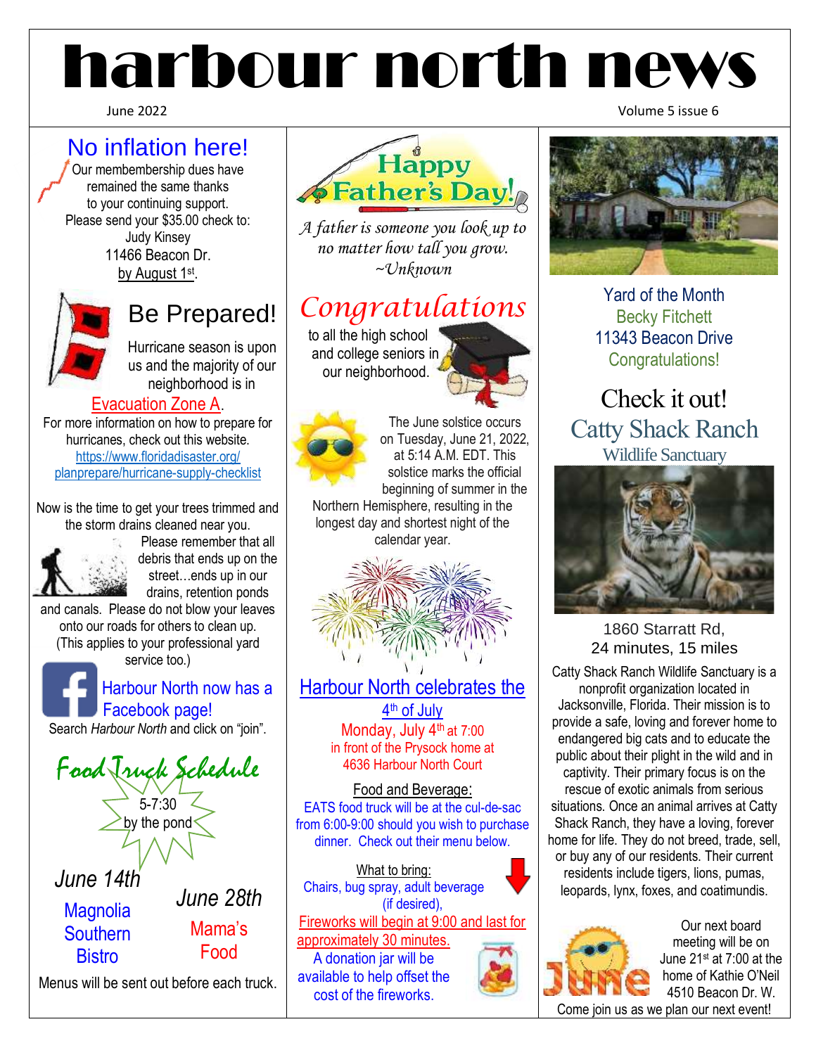# harbour north news

June 2022

## No inflation here!

Our membembership dues have remained the same thanks to your continuing support. Please send your $35.00 check to:
Judy Kinsey
11466 Beacon Dr.
by August 1st.

## Be Prepared!

Hurricane season is upon us and the majority of our neighborhood is in Evacuation Zone A.

For more information on how to prepare for hurricanes, check out this website.
https://www.floridadisaster.org/planprepare/hurricane-supply-checklist

Now is the time to get your trees trimmed and the storm drains cleaned near you. Please remember that all debris that ends up on the street…ends up in our drains, retention ponds and canals. Please do not blow your leaves onto our roads for others to clean up. (This applies to your professional yard service too.)

**Harbour North now has a Facebook page!**
Search *Harbour North* and click on "join".

## Food Truck Schedule

5-7:30
by the pond

*June 14th*
Magnolia Southern Bistro

*June 28th*
Mama's Food

Menus will be sent out before each truck.

## Happy Father's Day!

*A father is someone you look up to no matter how tall you grow.*
*~Unknown*

## Congratulations

to all the high school and college seniors in our neighborhood.

The June solstice occurs on Tuesday, June 21, 2022, at 5:14 A.M. EDT. This solstice marks the official beginning of summer in the Northern Hemisphere, resulting in the longest day and shortest night of the calendar year.

## Harbour North celebrates the 4th of July

Monday, July 4th at 7:00
in front of the Prysock home at
4636 Harbour North Court

Food and Beverage:
EATS food truck will be at the cul-de-sac from 6:00-9:00 should you wish to purchase dinner. Check out their menu below.

What to bring:
Chairs, bug spray, adult beverage (if desired),

Fireworks will begin at 9:00 and last for approximately 30 minutes.

A donation jar will be available to help offset the cost of the fireworks.

## Yard of the Month

Becky Fitchett
11343 Beacon Drive
Congratulations!

## Check it out!

### Catty Shack Ranch
Wildlife Sanctuary

1860 Starratt Rd,
24 minutes, 15 miles

Catty Shack Ranch Wildlife Sanctuary is a nonprofit organization located in Jacksonville, Florida. Their mission is to provide a safe, loving and forever home to endangered big cats and to educate the public about their plight in the wild and in captivity. Their primary focus is on the rescue of exotic animals from serious situations. Once an animal arrives at Catty Shack Ranch, they have a loving, forever home for life. They do not breed, trade, sell, or buy any of our residents. Their current residents include tigers, lions, pumas, leopards, lynx, foxes, and coatimundis.

Our next board meeting will be on June 21st at 7:00 at the home of Kathie O'Neil 4510 Beacon Dr. W.
Come join us as we plan our next event!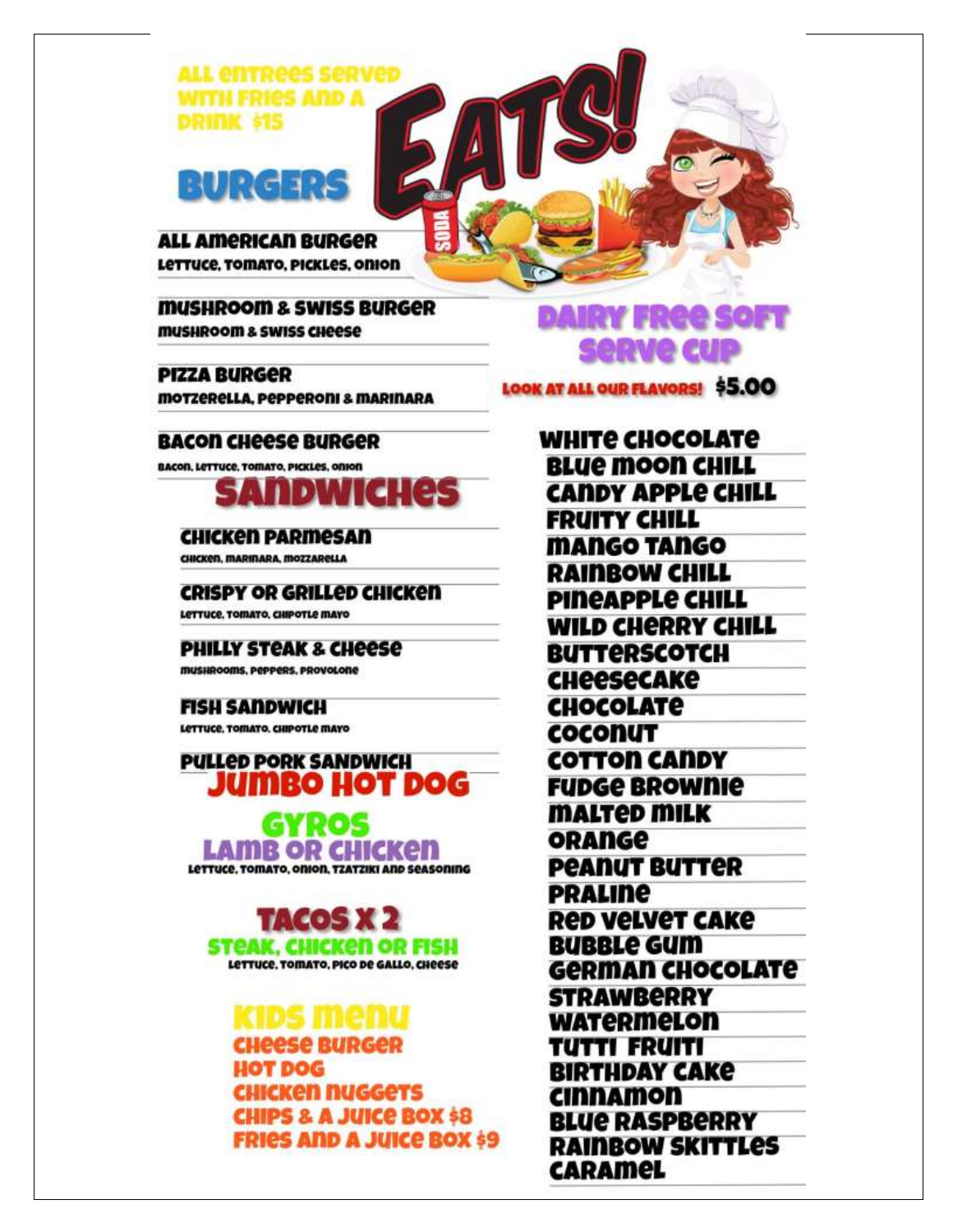ALL ENTREES SERVED WITH FRIES AND A DRINK $15

# EATS!

## BURGERS

**ALL AMERICAN BURGER**
LETTUCE, TOMATO, PICKLES, ONION

**MUSHROOM & SWISS BURGER**
MUSHROOM & SWISS CHEESE

**PIZZA BURGER**
MOTZERELLA, PEPPERONI & MARINARA

**BACON CHEESE BURGER**
BACON, LETTUCE, TOMATO, PICKLES, ONION

## SANDWICHES

**CHICKEN PARMESAN**
CHICKEN, MARINARA, MOZZARELLA

**CRISPY OR GRILLED CHICKEN**
LETTUCE, TOMATO, CHIPOTLE MAYO

**PHILLY STEAK & CHEESE**
MUSHROOMS, PEPPERS, PROVOLONE

**FISH SANDWICH**
LETTUCE, TOMATO, CHIPOTLE MAYO

**PULLED PORK SANDWICH**

## JUMBO HOT DOG

## GYROS

**LAMB OR CHICKEN**
LETTUCE, TOMATO, ONION, TZATZIKI AND SEASONING

## TACOS X 2

**STEAK, CHICKEN OR FISH**
LETTUCE, TOMATO, PICO DE GALLO, CHEESE

## KIDS MENU

CHEESE BURGER
HOT DOG
CHICKEN NUGGETS
CHIPS & A JUICE BOX $8
FRIES AND A JUICE BOX $9

## DAIRY FREE SOFT SERVE CUP

LOOK AT ALL OUR FLAVORS! $5.00

- WHITE CHOCOLATE
- BLUE MOON CHILL
- CANDY APPLE CHILL
- FRUITY CHILL
- MANGO TANGO
- RAINBOW CHILL
- PINEAPPLE CHILL
- WILD CHERRY CHILL
- BUTTERSCOTCH
- CHEESECAKE
- CHOCOLATE
- COCONUT
- COTTON CANDY
- FUDGE BROWNIE
- MALTED MILK
- ORANGE
- PEANUT BUTTER
- PRALINE
- RED VELVET CAKE
- BUBBLE GUM
- GERMAN CHOCOLATE
- STRAWBERRY
- WATERMELON
- TUTTI FRUITI
- BIRTHDAY CAKE
- CINNAMON
- BLUE RASPBERRY
- RAINBOW SKITTLES
- CARAMEL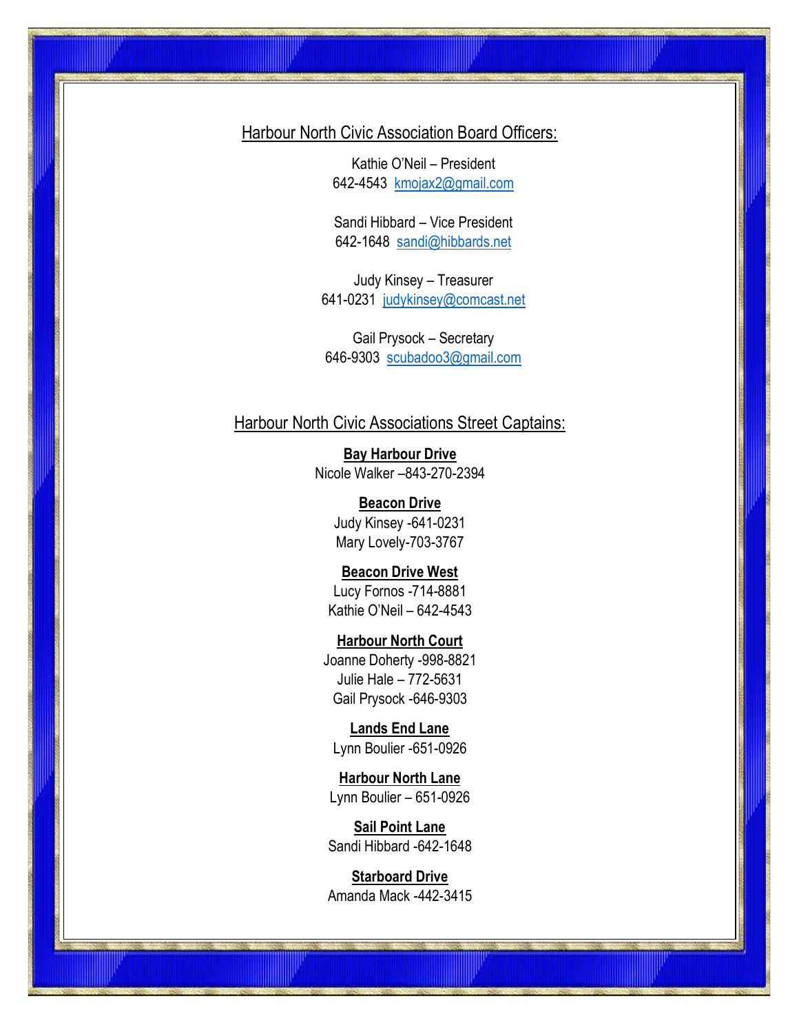## Harbour North Civic Association Board Officers:

Kathie O'Neil – President
642-4543 kmojax2@gmail.com

Sandi Hibbard – Vice President
642-1648 sandi@hibbards.net

Judy Kinsey – Treasurer
641-0231 judykinsey@comcast.net

Gail Prysock – Secretary
646-9303 scubadoo3@gmail.com

## Harbour North Civic Associations Street Captains:

**Bay Harbour Drive**
Nicole Walker –843-270-2394

**Beacon Drive**
Judy Kinsey -641-0231
Mary Lovely-703-3767

**Beacon Drive West**
Lucy Fornos -714-8881
Kathie O'Neil – 642-4543

**Harbour North Court**
Joanne Doherty -998-8821
Julie Hale – 772-5631
Gail Prysock -646-9303

**Lands End Lane**
Lynn Boulier -651-0926

**Harbour North Lane**
Lynn Boulier – 651-0926

**Sail Point Lane**
Sandi Hibbard -642-1648

**Starboard Drive**
Amanda Mack -442-3415